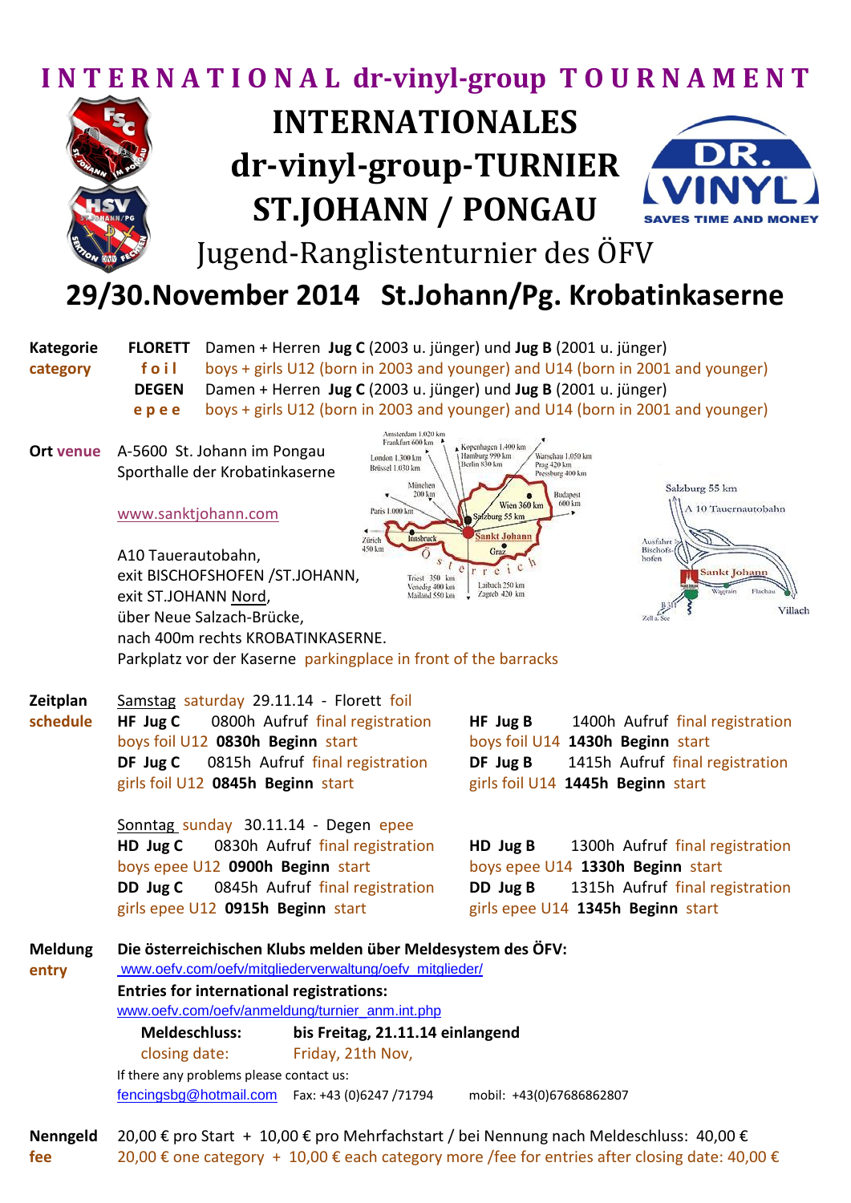# INTERNATIONAL dr-vinyl-group TOURNAMENT

# INTERNATIONALES dr-vinyl-group-TURNIER ST.JOHANN / PONGAU

## Jugend-Ranglistenturnier des ÖFV

## 29/30.November 2014 St.Johann/Pg. Krobatinkaserne

**Kategorie** category

**FLORETT** Damen + Herren **Jug C** (2003 u. jünger) und **Jug B** (2001 u. jünger)
**foil** boys + girls U12 (born in 2003 and younger) and U14 (born in 2001 and younger)
**DEGEN** Damen + Herren **Jug C** (2003 u. jünger) und **Jug B** (2001 u. jünger)
**epee** boys + girls U12 (born in 2003 and younger) and U14 (born in 2001 and younger)

**Ort** venue

A-5600 St. Johann im Pongau
Sporthalle der Krobatinkaserne

www.sanktjohann.com

A10 Tauerautobahn,
exit BISCHOFSHOFEN /ST.JOHANN,
exit ST.JOHANN Nord,
über Neue Salzach-Brücke,
nach 400m rechts KROBATINKASERNE.
Parkplatz vor der Kaserne parkingplace in front of the barracks

**Zeitplan** schedule

Samstag saturday 29.11.14 - Florett foil

**HF Jug C** 0800h Aufruf final registration
boys foil U12 **0830h Beginn** start
**DF Jug C** 0815h Aufruf final registration
girls foil U12 **0845h Beginn** start

**HF Jug B** 1400h Aufruf final registration
boys foil U14 **1430h Beginn** start
**DF Jug B** 1415h Aufruf final registration
girls foil U14 **1445h Beginn** start

Sonntag sunday 30.11.14 - Degen epee

**HD Jug C** 0830h Aufruf final registration
boys epee U12 **0900h Beginn** start
**DD Jug C** 0845h Aufruf final registration
girls epee U12 **0915h Beginn** start

**HD Jug B** 1300h Aufruf final registration
boys epee U14 **1330h Beginn** start
**DD Jug B** 1315h Aufruf final registration
girls epee U14 **1345h Beginn** start

**Meldung** entry

**Die österreichischen Klubs melden über Meldesystem des ÖFV:**
www.oefv.com/oefv/mitgliederverwaltung/oefv_mitglieder/
**Entries for international registrations:**
www.oefv.com/oefv/anmeldung/turnier_anm.int.php

**Meldeschluss:** **bis Freitag, 21.11.14 einlangend**
closing date: Friday, 21th Nov,

If there any problems please contact us:
fencingsbg@hotmail.com Fax: +43 (0)6247 /71794 mobil: +43(0)67686862807

**Nenngeld** fee

20,00 € pro Start + 10,00 € pro Mehrfachstart / bei Nennung nach Meldeschluss: 40,00 €
20,00 € one category + 10,00 € each category more /fee for entries after closing date: 40,00 €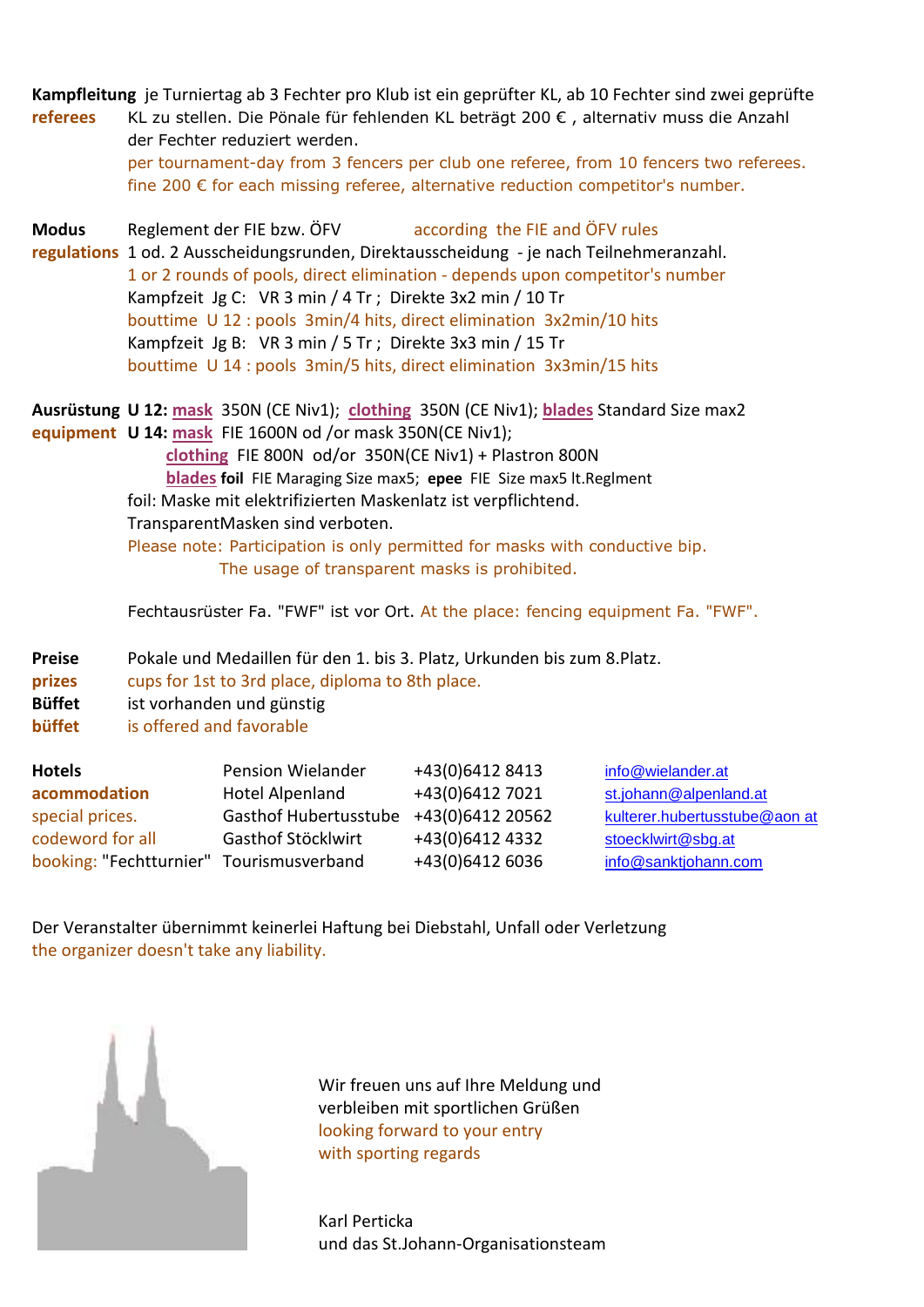**Kampfleitung** je Turniertag ab 3 Fechter pro Klub ist ein geprüfter KL, ab 10 Fechter sind zwei geprüfte
**referees** KL zu stellen. Die Pönale für fehlenden KL beträgt 200 € , alternativ muss die Anzahl der Fechter reduziert werden.
per tournament-day from 3 fencers per club one referee, from 10 fencers two referees.
fine 200 € for each missing referee, alternative reduction competitor's number.

**Modus** Reglement der FIE bzw. ÖFV according the FIE and ÖFV rules
**regulations** 1 od. 2 Ausscheidungsrunden, Direktausscheidung - je nach Teilnehmeranzahl.
1 or 2 rounds of pools, direct elimination - depends upon competitor's number
Kampfzeit Jg C: VR 3 min / 4 Tr ; Direkte 3x2 min / 10 Tr
bouttime U 12 : pools 3min/4 hits, direct elimination 3x2min/10 hits
Kampfzeit Jg B: VR 3 min / 5 Tr ; Direkte 3x3 min / 15 Tr
bouttime U 14 : pools 3min/5 hits, direct elimination 3x3min/15 hits

**Ausrüstung** **U 12:** mask 350N (CE Niv1); clothing 350N (CE Niv1); blades Standard Size max2
**equipment** **U 14:** mask FIE 1600N od /or mask 350N(CE Niv1);
clothing FIE 800N od/or 350N(CE Niv1) + Plastron 800N
blades **foil** FIE Maraging Size max5; **epee** FIE Size max5 lt.Reglment
foil: Maske mit elektrifizierten Maskenlatz ist verpflichtend.
TransparentMasken sind verboten.
Please note: Participation is only permitted for masks with conductive bip.
The usage of transparent masks is prohibited.

Fechtausrüster Fa. "FWF" ist vor Ort. At the place: fencing equipment Fa. "FWF".

**Preise** Pokale und Medaillen für den 1. bis 3. Platz, Urkunden bis zum 8.Platz.
**prizes** cups for 1st to 3rd place, diploma to 8th place.
**Büffet** ist vorhanden und günstig
**büffet** is offered and favorable

| | | | |
|---|---|---|---|
| **Hotels** | Pension Wielander | +43(0)6412 8413 | info@wielander.at |
| **acommodation** | Hotel Alpenland | +43(0)6412 7021 | st.johann@alpenland.at |
| special prices. | Gasthof Hubertusstube | +43(0)6412 20562 | kulterer.hubertusstube@aon at |
| codeword for all | Gasthof Stöcklwirt | +43(0)6412 4332 | stoecklwirt@sbg.at |
| booking: "Fechtturnier" | Tourismusverband | +43(0)6412 6036 | info@sanktjohann.com |

Der Veranstalter übernimmt keinerlei Haftung bei Diebstahl, Unfall oder Verletzung
the organizer doesn't take any liability.

Wir freuen uns auf Ihre Meldung und
verbleiben mit sportlichen Grüßen
looking forward to your entry
with sporting regards

Karl Perticka
und das St.Johann-Organisationsteam